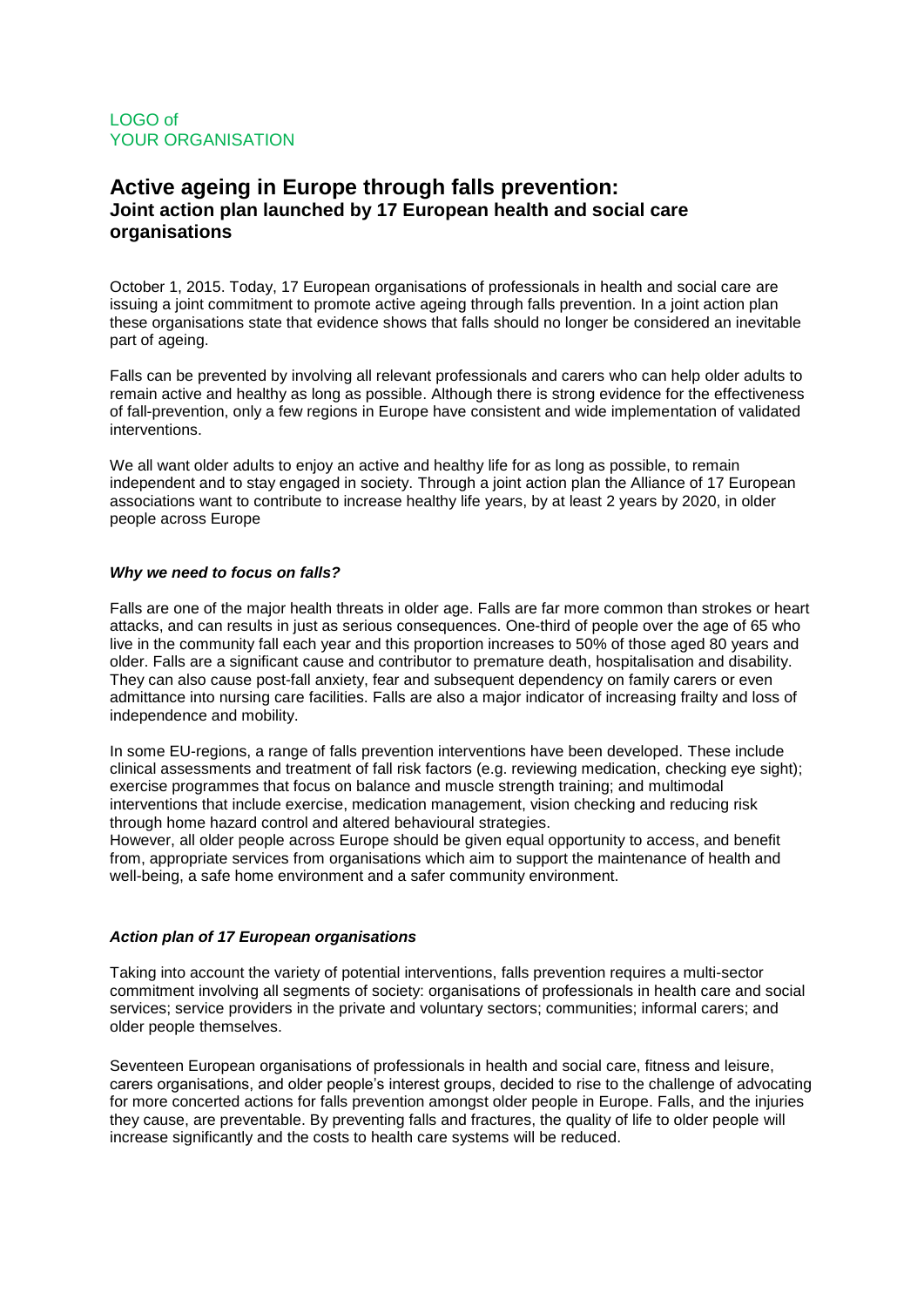LOGO of
YOUR ORGANISATION

# Active ageing in Europe through falls prevention:
## Joint action plan launched by 17 European health and social care organisations

October 1, 2015. Today, 17 European organisations of professionals in health and social care are issuing a joint commitment to promote active ageing through falls prevention. In a joint action plan these organisations state that evidence shows that falls should no longer be considered an inevitable part of ageing.

Falls can be prevented by involving all relevant professionals and carers who can help older adults to remain active and healthy as long as possible. Although there is strong evidence for the effectiveness of fall-prevention, only a few regions in Europe have consistent and wide implementation of validated interventions.

We all want older adults to enjoy an active and healthy life for as long as possible, to remain independent and to stay engaged in society. Through a joint action plan the Alliance of 17 European associations want to contribute to increase healthy life years, by at least 2 years by 2020, in older people across Europe

### *Why we need to focus on falls?*

Falls are one of the major health threats in older age. Falls are far more common than strokes or heart attacks, and can results in just as serious consequences. One-third of people over the age of 65 who live in the community fall each year and this proportion increases to 50% of those aged 80 years and older. Falls are a significant cause and contributor to premature death, hospitalisation and disability. They can also cause post-fall anxiety, fear and subsequent dependency on family carers or even admittance into nursing care facilities. Falls are also a major indicator of increasing frailty and loss of independence and mobility.

In some EU-regions, a range of falls prevention interventions have been developed. These include clinical assessments and treatment of fall risk factors (e.g. reviewing medication, checking eye sight); exercise programmes that focus on balance and muscle strength training; and multimodal interventions that include exercise, medication management, vision checking and reducing risk through home hazard control and altered behavioural strategies.
However, all older people across Europe should be given equal opportunity to access, and benefit from, appropriate services from organisations which aim to support the maintenance of health and well-being, a safe home environment and a safer community environment.

### *Action plan of 17 European organisations*

Taking into account the variety of potential interventions, falls prevention requires a multi-sector commitment involving all segments of society: organisations of professionals in health care and social services; service providers in the private and voluntary sectors; communities; informal carers; and older people themselves.

Seventeen European organisations of professionals in health and social care, fitness and leisure, carers organisations, and older people's interest groups, decided to rise to the challenge of advocating for more concerted actions for falls prevention amongst older people in Europe. Falls, and the injuries they cause, are preventable. By preventing falls and fractures, the quality of life to older people will increase significantly and the costs to health care systems will be reduced.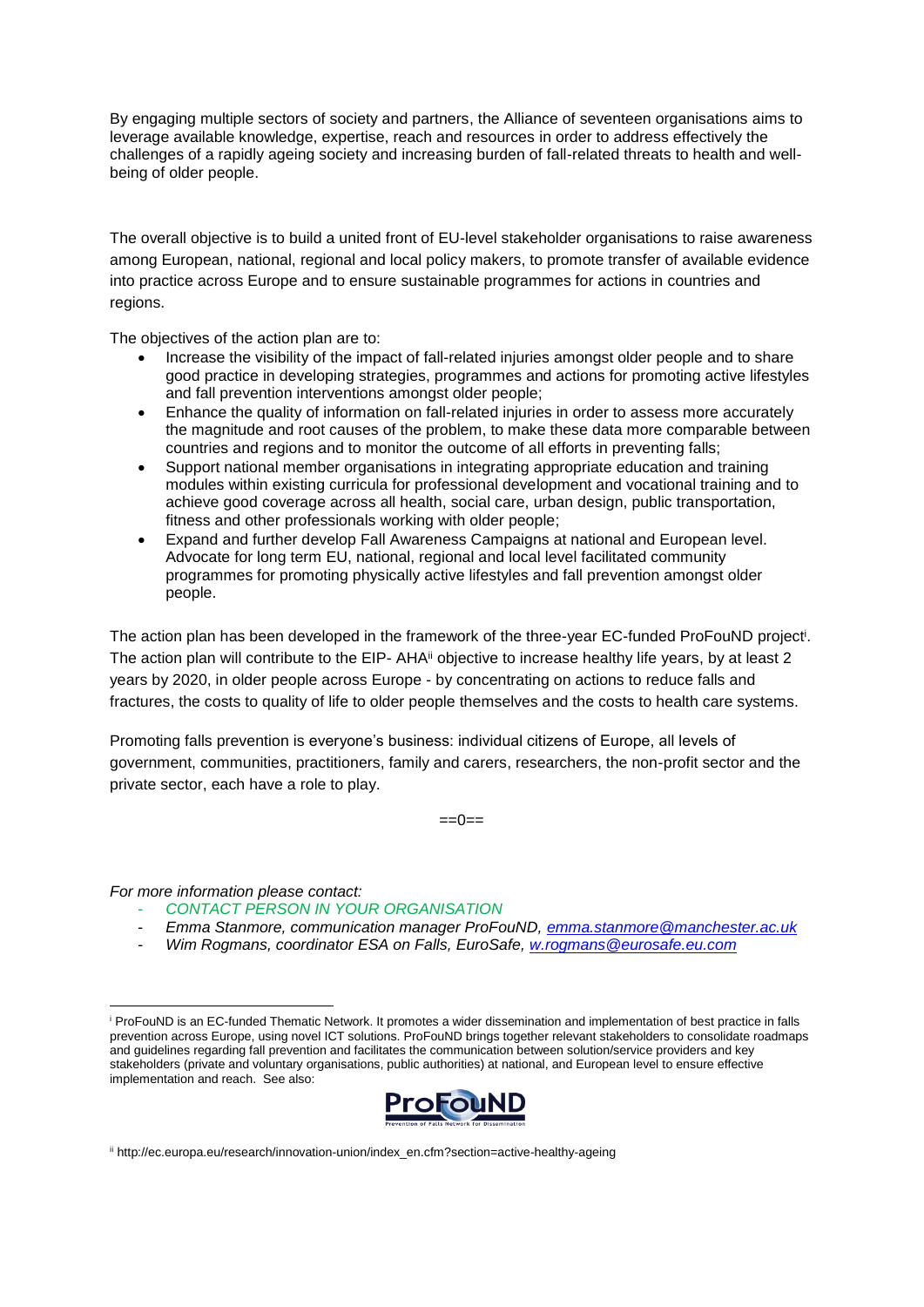By engaging multiple sectors of society and partners, the Alliance of seventeen organisations aims to leverage available knowledge, expertise, reach and resources in order to address effectively the challenges of a rapidly ageing society and increasing burden of fall-related threats to health and well-being of older people.

The overall objective is to build a united front of EU-level stakeholder organisations to raise awareness among European, national, regional and local policy makers, to promote transfer of available evidence into practice across Europe and to ensure sustainable programmes for actions in countries and regions.

The objectives of the action plan are to:

- Increase the visibility of the impact of fall-related injuries amongst older people and to share good practice in developing strategies, programmes and actions for promoting active lifestyles and fall prevention interventions amongst older people;
- Enhance the quality of information on fall-related injuries in order to assess more accurately the magnitude and root causes of the problem, to make these data more comparable between countries and regions and to monitor the outcome of all efforts in preventing falls;
- Support national member organisations in integrating appropriate education and training modules within existing curricula for professional development and vocational training and to achieve good coverage across all health, social care, urban design, public transportation, fitness and other professionals working with older people;
- Expand and further develop Fall Awareness Campaigns at national and European level. Advocate for long term EU, national, regional and local level facilitated community programmes for promoting physically active lifestyles and fall prevention amongst older people.

The action plan has been developed in the framework of the three-year EC-funded ProFouND project[i]. The action plan will contribute to the EIP- AHA[ii] objective to increase healthy life years, by at least 2 years by 2020, in older people across Europe - by concentrating on actions to reduce falls and fractures, the costs to quality of life to older people themselves and the costs to health care systems.

Promoting falls prevention is everyone's business: individual citizens of Europe, all levels of government, communities, practitioners, family and carers, researchers, the non-profit sector and the private sector, each have a role to play.

==0==

*For more information please contact:*

- *CONTACT PERSON IN YOUR ORGANISATION*
- *Emma Stanmore, communication manager ProFouND, emma.stanmore@manchester.ac.uk*
- *Wim Rogmans, coordinator ESA on Falls, EuroSafe, w.rogmans@eurosafe.eu.com*

---

[i] ProFouND is an EC-funded Thematic Network. It promotes a wider dissemination and implementation of best practice in falls prevention across Europe, using novel ICT solutions. ProFouND brings together relevant stakeholders to consolidate roadmaps and guidelines regarding fall prevention and facilitates the communication between solution/service providers and key stakeholders (private and voluntary organisations, public authorities) at national, and European level to ensure effective implementation and reach. See also:

ProFouND
Prevention of Falls Network for Dissemination

[ii] http://ec.europa.eu/research/innovation-union/index_en.cfm?section=active-healthy-ageing